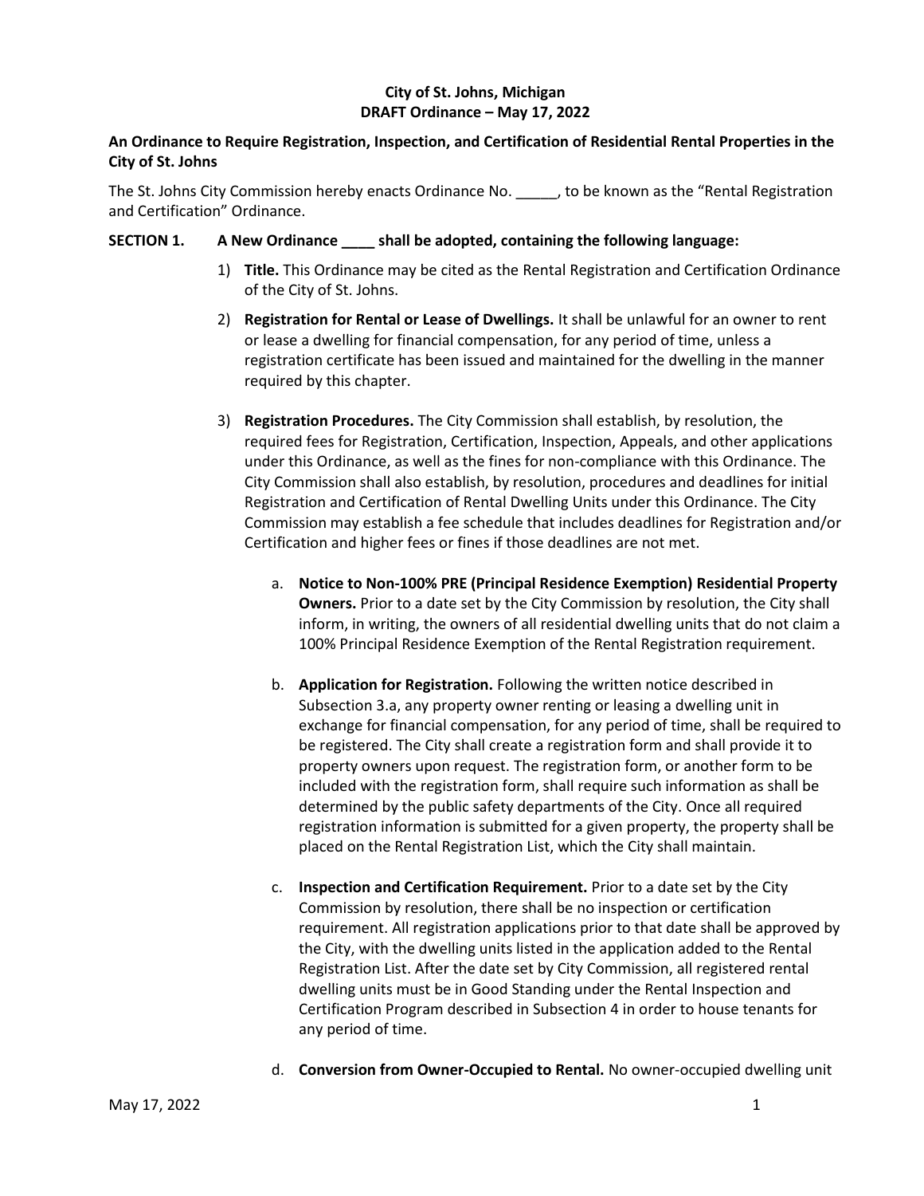**City of St. Johns, Michigan**
**DRAFT Ordinance – May 17, 2022**

**An Ordinance to Require Registration, Inspection, and Certification of Residential Rental Properties in the City of St. Johns**

The St. Johns City Commission hereby enacts Ordinance No. _____, to be known as the "Rental Registration and Certification" Ordinance.

**SECTION 1. A New Ordinance ____ shall be adopted, containing the following language:**

1) **Title.** This Ordinance may be cited as the Rental Registration and Certification Ordinance of the City of St. Johns.

2) **Registration for Rental or Lease of Dwellings.** It shall be unlawful for an owner to rent or lease a dwelling for financial compensation, for any period of time, unless a registration certificate has been issued and maintained for the dwelling in the manner required by this chapter.

3) **Registration Procedures.** The City Commission shall establish, by resolution, the required fees for Registration, Certification, Inspection, Appeals, and other applications under this Ordinance, as well as the fines for non-compliance with this Ordinance. The City Commission shall also establish, by resolution, procedures and deadlines for initial Registration and Certification of Rental Dwelling Units under this Ordinance. The City Commission may establish a fee schedule that includes deadlines for Registration and/or Certification and higher fees or fines if those deadlines are not met.

   a. **Notice to Non-100% PRE (Principal Residence Exemption) Residential Property Owners.** Prior to a date set by the City Commission by resolution, the City shall inform, in writing, the owners of all residential dwelling units that do not claim a 100% Principal Residence Exemption of the Rental Registration requirement.

   b. **Application for Registration.** Following the written notice described in Subsection 3.a, any property owner renting or leasing a dwelling unit in exchange for financial compensation, for any period of time, shall be required to be registered. The City shall create a registration form and shall provide it to property owners upon request. The registration form, or another form to be included with the registration form, shall require such information as shall be determined by the public safety departments of the City. Once all required registration information is submitted for a given property, the property shall be placed on the Rental Registration List, which the City shall maintain.

   c. **Inspection and Certification Requirement.** Prior to a date set by the City Commission by resolution, there shall be no inspection or certification requirement. All registration applications prior to that date shall be approved by the City, with the dwelling units listed in the application added to the Rental Registration List. After the date set by City Commission, all registered rental dwelling units must be in Good Standing under the Rental Inspection and Certification Program described in Subsection 4 in order to house tenants for any period of time.

   d. **Conversion from Owner-Occupied to Rental.** No owner-occupied dwelling unit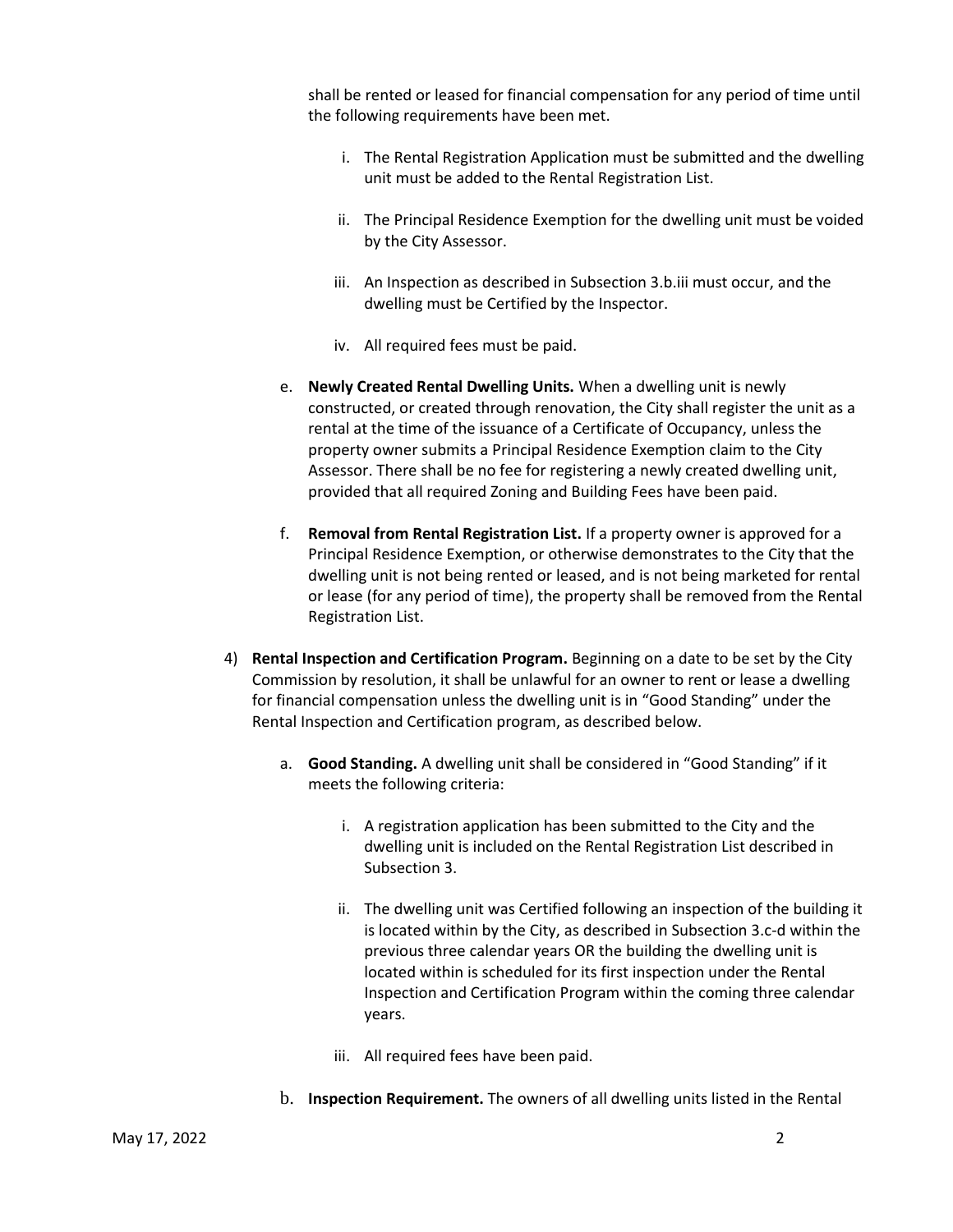shall be rented or leased for financial compensation for any period of time until the following requirements have been met.

i. The Rental Registration Application must be submitted and the dwelling unit must be added to the Rental Registration List.

ii. The Principal Residence Exemption for the dwelling unit must be voided by the City Assessor.

iii. An Inspection as described in Subsection 3.b.iii must occur, and the dwelling must be Certified by the Inspector.

iv. All required fees must be paid.

e. **Newly Created Rental Dwelling Units.** When a dwelling unit is newly constructed, or created through renovation, the City shall register the unit as a rental at the time of the issuance of a Certificate of Occupancy, unless the property owner submits a Principal Residence Exemption claim to the City Assessor. There shall be no fee for registering a newly created dwelling unit, provided that all required Zoning and Building Fees have been paid.

f. **Removal from Rental Registration List.** If a property owner is approved for a Principal Residence Exemption, or otherwise demonstrates to the City that the dwelling unit is not being rented or leased, and is not being marketed for rental or lease (for any period of time), the property shall be removed from the Rental Registration List.

4) **Rental Inspection and Certification Program.** Beginning on a date to be set by the City Commission by resolution, it shall be unlawful for an owner to rent or lease a dwelling for financial compensation unless the dwelling unit is in "Good Standing" under the Rental Inspection and Certification program, as described below.

a. **Good Standing.** A dwelling unit shall be considered in "Good Standing" if it meets the following criteria:

i. A registration application has been submitted to the City and the dwelling unit is included on the Rental Registration List described in Subsection 3.

ii. The dwelling unit was Certified following an inspection of the building it is located within by the City, as described in Subsection 3.c-d within the previous three calendar years OR the building the dwelling unit is located within is scheduled for its first inspection under the Rental Inspection and Certification Program within the coming three calendar years.

iii. All required fees have been paid.

b. **Inspection Requirement.** The owners of all dwelling units listed in the Rental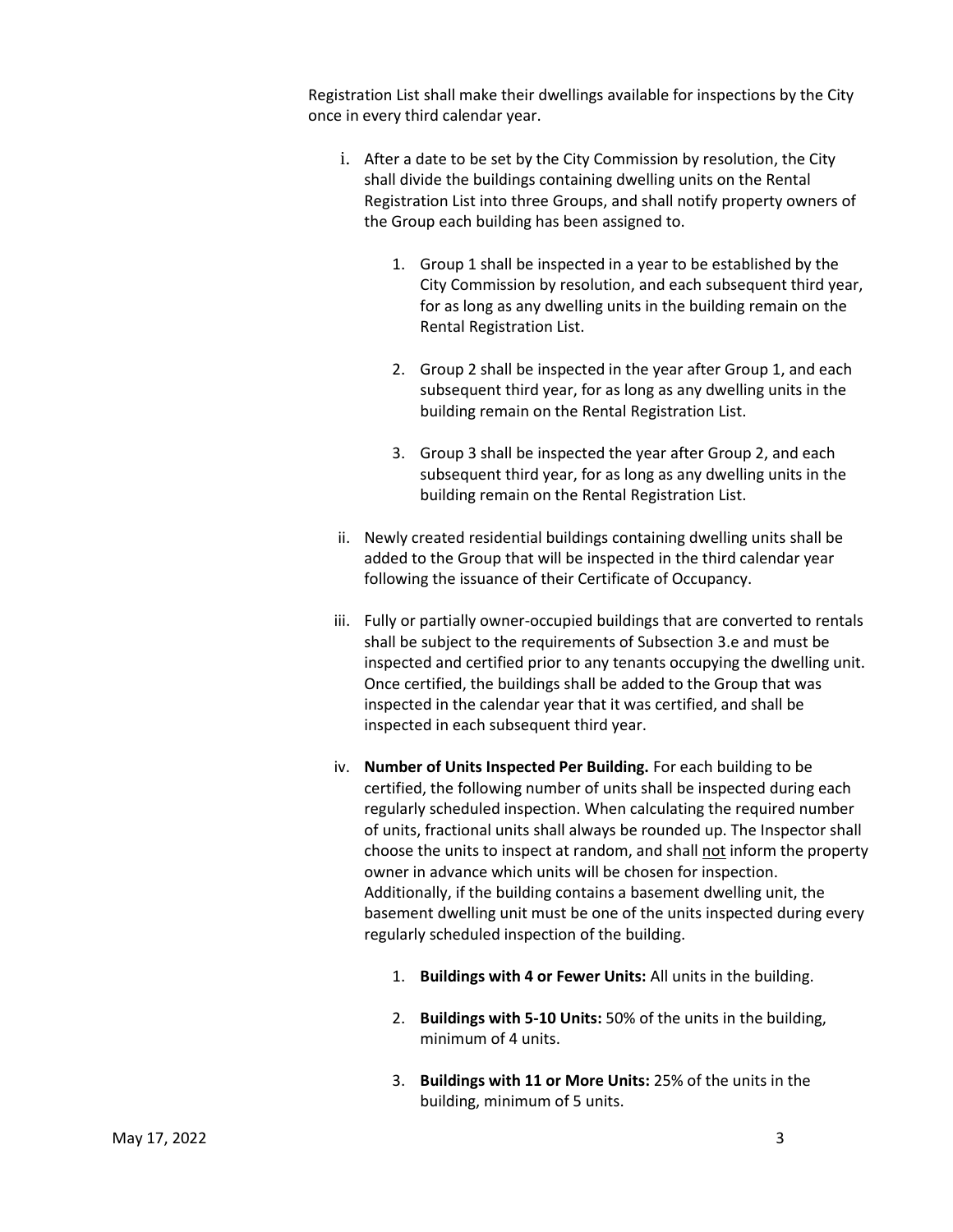Registration List shall make their dwellings available for inspections by the City once in every third calendar year.

i. After a date to be set by the City Commission by resolution, the City shall divide the buildings containing dwelling units on the Rental Registration List into three Groups, and shall notify property owners of the Group each building has been assigned to.

    1. Group 1 shall be inspected in a year to be established by the City Commission by resolution, and each subsequent third year, for as long as any dwelling units in the building remain on the Rental Registration List.

    2. Group 2 shall be inspected in the year after Group 1, and each subsequent third year, for as long as any dwelling units in the building remain on the Rental Registration List.

    3. Group 3 shall be inspected the year after Group 2, and each subsequent third year, for as long as any dwelling units in the building remain on the Rental Registration List.

ii. Newly created residential buildings containing dwelling units shall be added to the Group that will be inspected in the third calendar year following the issuance of their Certificate of Occupancy.

iii. Fully or partially owner-occupied buildings that are converted to rentals shall be subject to the requirements of Subsection 3.e and must be inspected and certified prior to any tenants occupying the dwelling unit. Once certified, the buildings shall be added to the Group that was inspected in the calendar year that it was certified, and shall be inspected in each subsequent third year.

iv. **Number of Units Inspected Per Building.** For each building to be certified, the following number of units shall be inspected during each regularly scheduled inspection. When calculating the required number of units, fractional units shall always be rounded up. The Inspector shall choose the units to inspect at random, and shall <u>not</u> inform the property owner in advance which units will be chosen for inspection. Additionally, if the building contains a basement dwelling unit, the basement dwelling unit must be one of the units inspected during every regularly scheduled inspection of the building.

    1. **Buildings with 4 or Fewer Units:** All units in the building.

    2. **Buildings with 5-10 Units:** 50% of the units in the building, minimum of 4 units.

    3. **Buildings with 11 or More Units:** 25% of the units in the building, minimum of 5 units.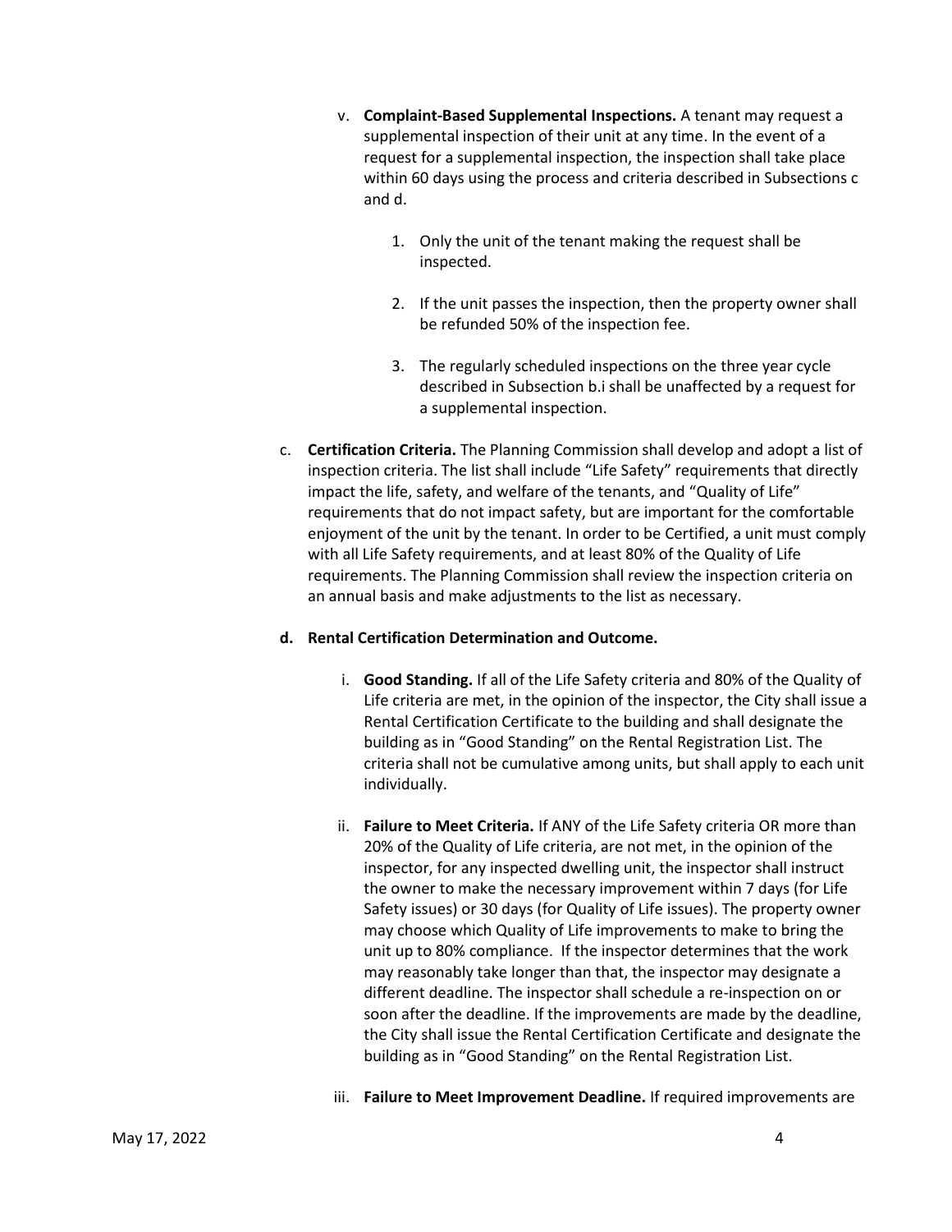v. **Complaint-Based Supplemental Inspections.** A tenant may request a supplemental inspection of their unit at any time. In the event of a request for a supplemental inspection, the inspection shall take place within 60 days using the process and criteria described in Subsections c and d.

   1. Only the unit of the tenant making the request shall be inspected.

   2. If the unit passes the inspection, then the property owner shall be refunded 50% of the inspection fee.

   3. The regularly scheduled inspections on the three year cycle described in Subsection b.i shall be unaffected by a request for a supplemental inspection.

c. **Certification Criteria.** The Planning Commission shall develop and adopt a list of inspection criteria. The list shall include "Life Safety" requirements that directly impact the life, safety, and welfare of the tenants, and "Quality of Life" requirements that do not impact safety, but are important for the comfortable enjoyment of the unit by the tenant. In order to be Certified, a unit must comply with all Life Safety requirements, and at least 80% of the Quality of Life requirements. The Planning Commission shall review the inspection criteria on an annual basis and make adjustments to the list as necessary.

**d. Rental Certification Determination and Outcome.**

i. **Good Standing.** If all of the Life Safety criteria and 80% of the Quality of Life criteria are met, in the opinion of the inspector, the City shall issue a Rental Certification Certificate to the building and shall designate the building as in "Good Standing" on the Rental Registration List. The criteria shall not be cumulative among units, but shall apply to each unit individually.

ii. **Failure to Meet Criteria.** If ANY of the Life Safety criteria OR more than 20% of the Quality of Life criteria, are not met, in the opinion of the inspector, for any inspected dwelling unit, the inspector shall instruct the owner to make the necessary improvement within 7 days (for Life Safety issues) or 30 days (for Quality of Life issues). The property owner may choose which Quality of Life improvements to make to bring the unit up to 80% compliance. If the inspector determines that the work may reasonably take longer than that, the inspector may designate a different deadline. The inspector shall schedule a re-inspection on or soon after the deadline. If the improvements are made by the deadline, the City shall issue the Rental Certification Certificate and designate the building as in "Good Standing" on the Rental Registration List.

iii. **Failure to Meet Improvement Deadline.** If required improvements are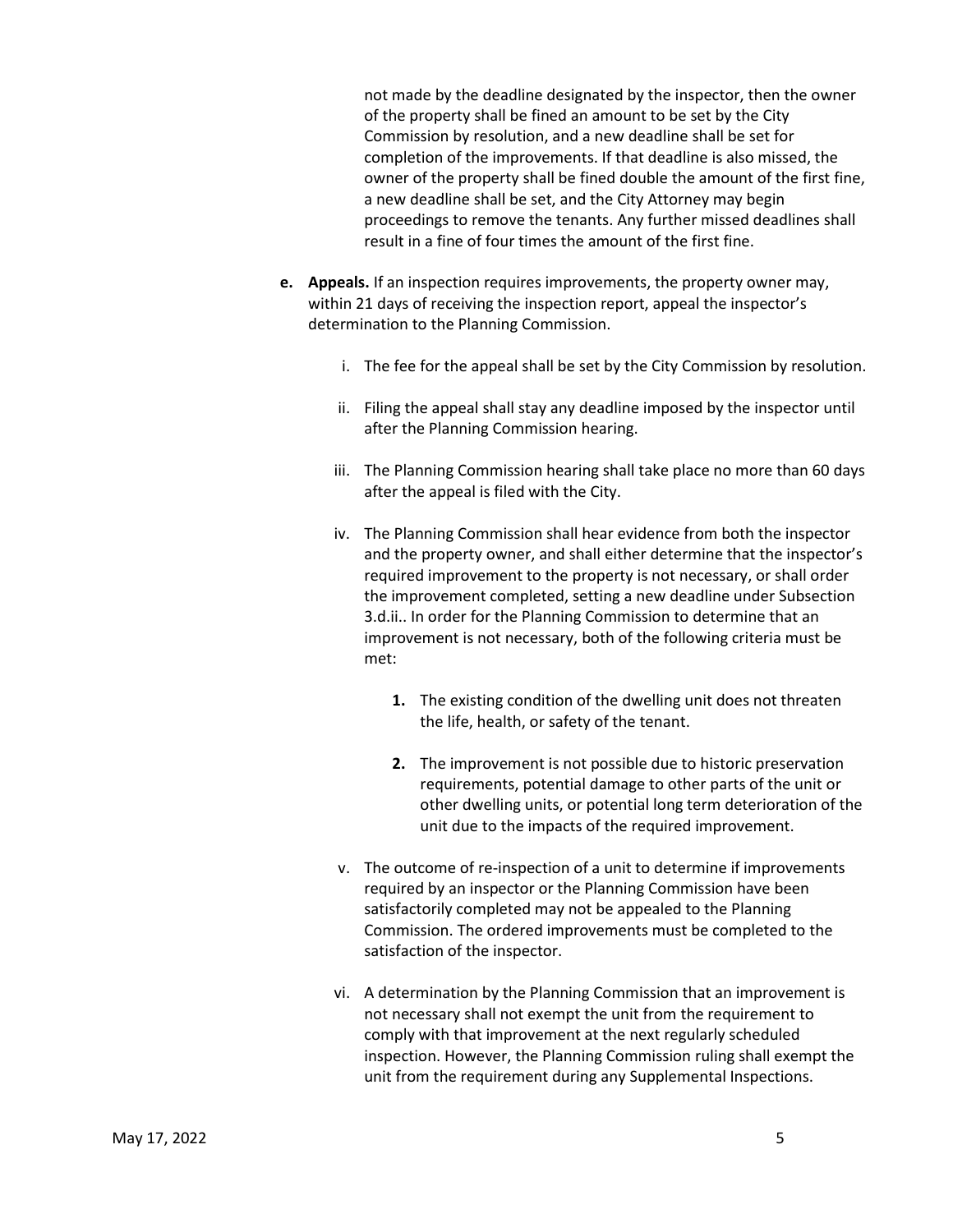not made by the deadline designated by the inspector, then the owner of the property shall be fined an amount to be set by the City Commission by resolution, and a new deadline shall be set for completion of the improvements. If that deadline is also missed, the owner of the property shall be fined double the amount of the first fine, a new deadline shall be set, and the City Attorney may begin proceedings to remove the tenants. Any further missed deadlines shall result in a fine of four times the amount of the first fine.

- **e. Appeals.** If an inspection requires improvements, the property owner may, within 21 days of receiving the inspection report, appeal the inspector's determination to the Planning Commission.

  - i. The fee for the appeal shall be set by the City Commission by resolution.

  - ii. Filing the appeal shall stay any deadline imposed by the inspector until after the Planning Commission hearing.

  - iii. The Planning Commission hearing shall take place no more than 60 days after the appeal is filed with the City.

  - iv. The Planning Commission shall hear evidence from both the inspector and the property owner, and shall either determine that the inspector's required improvement to the property is not necessary, or shall order the improvement completed, setting a new deadline under Subsection 3.d.ii.. In order for the Planning Commission to determine that an improvement is not necessary, both of the following criteria must be met:

    - **1.** The existing condition of the dwelling unit does not threaten the life, health, or safety of the tenant.

    - **2.** The improvement is not possible due to historic preservation requirements, potential damage to other parts of the unit or other dwelling units, or potential long term deterioration of the unit due to the impacts of the required improvement.

  - v. The outcome of re-inspection of a unit to determine if improvements required by an inspector or the Planning Commission have been satisfactorily completed may not be appealed to the Planning Commission. The ordered improvements must be completed to the satisfaction of the inspector.

  - vi. A determination by the Planning Commission that an improvement is not necessary shall not exempt the unit from the requirement to comply with that improvement at the next regularly scheduled inspection. However, the Planning Commission ruling shall exempt the unit from the requirement during any Supplemental Inspections.

May 17, 2022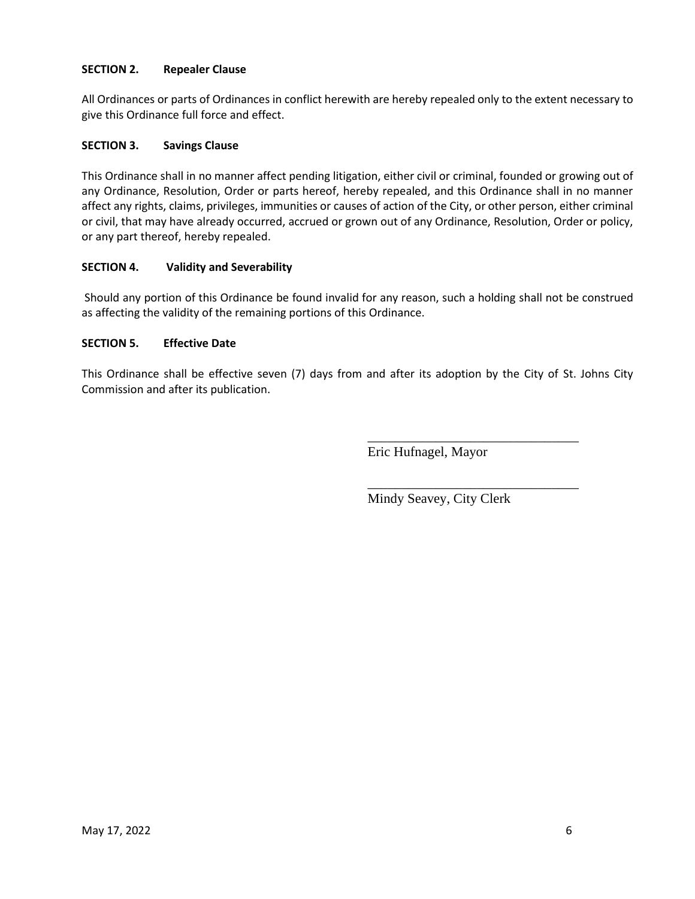**SECTION 2. Repealer Clause**

All Ordinances or parts of Ordinances in conflict herewith are hereby repealed only to the extent necessary to give this Ordinance full force and effect.

**SECTION 3. Savings Clause**

This Ordinance shall in no manner affect pending litigation, either civil or criminal, founded or growing out of any Ordinance, Resolution, Order or parts hereof, hereby repealed, and this Ordinance shall in no manner affect any rights, claims, privileges, immunities or causes of action of the City, or other person, either criminal or civil, that may have already occurred, accrued or grown out of any Ordinance, Resolution, Order or policy, or any part thereof, hereby repealed.

**SECTION 4. Validity and Severability**

Should any portion of this Ordinance be found invalid for any reason, such a holding shall not be construed as affecting the validity of the remaining portions of this Ordinance.

**SECTION 5. Effective Date**

This Ordinance shall be effective seven (7) days from and after its adoption by the City of St. Johns City Commission and after its publication.

\_\_\_\_\_\_\_\_\_\_\_\_\_\_\_\_\_\_\_\_\_\_\_\_\_\_\_\_\_\_\_\_

Eric Hufnagel, Mayor

\_\_\_\_\_\_\_\_\_\_\_\_\_\_\_\_\_\_\_\_\_\_\_\_\_\_\_\_\_\_\_\_

Mindy Seavey, City Clerk

May 17, 2022